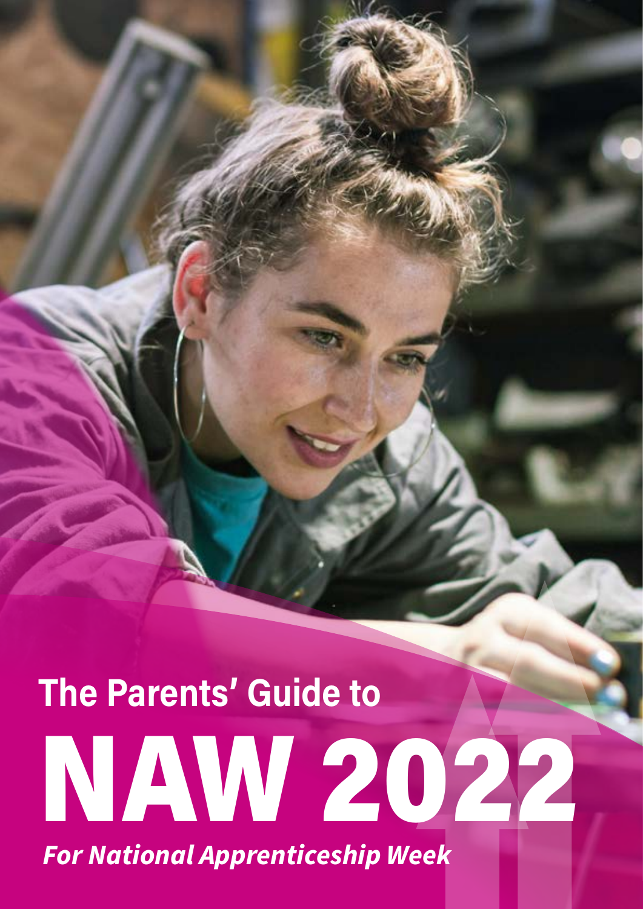The Parents' Guide to

# NAW 2022

***For National Apprenticeship Week***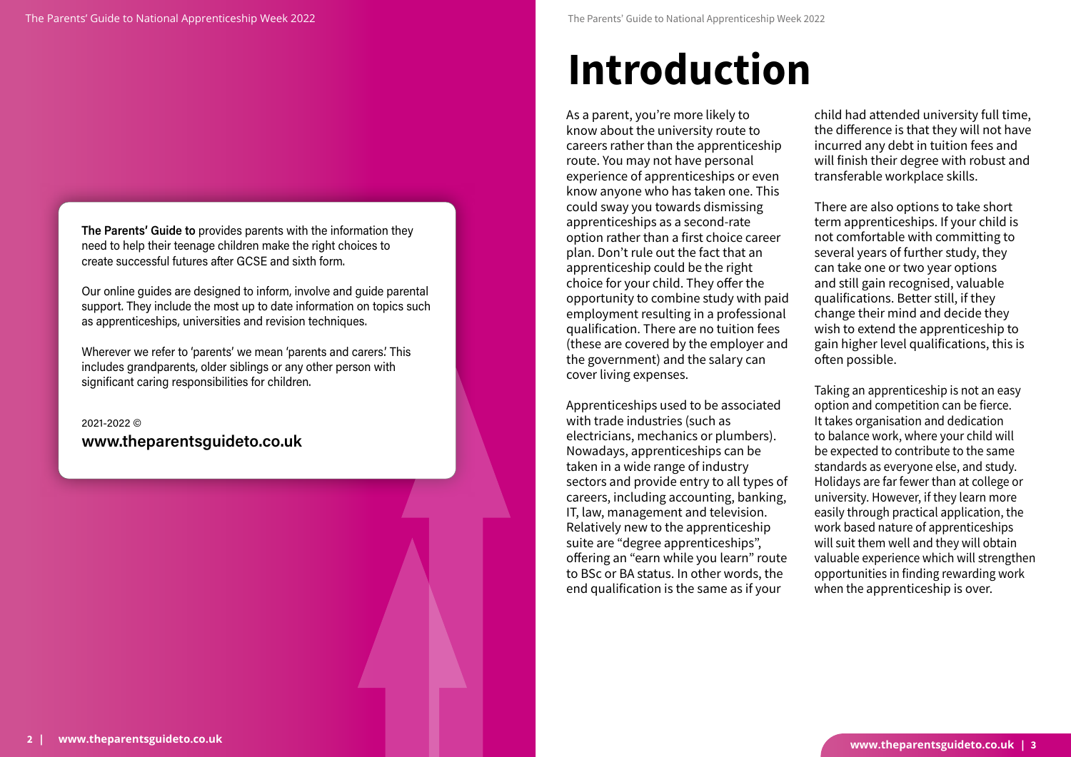**The Parents' Guide to** provides parents with the information they need to help their teenage children make the right choices to create successful futures after GCSE and sixth form.

Our online guides are designed to inform, involve and guide parental support. They include the most up to date information on topics such as apprenticeships, universities and revision techniques.

Wherever we refer to 'parents' we mean 'parents and carers.' This includes grandparents, older siblings or any other person with significant caring responsibilities for children.

2021-2022 ©

**www.theparentsguideto.co.uk**

# Introduction

As a parent, you're more likely to know about the university route to careers rather than the apprenticeship route. You may not have personal experience of apprenticeships or even know anyone who has taken one. This could sway you towards dismissing apprenticeships as a second-rate option rather than a first choice career plan. Don't rule out the fact that an apprenticeship could be the right choice for your child. They offer the opportunity to combine study with paid employment resulting in a professional qualification. There are no tuition fees (these are covered by the employer and the government) and the salary can cover living expenses.

Apprenticeships used to be associated with trade industries (such as electricians, mechanics or plumbers). Nowadays, apprenticeships can be taken in a wide range of industry sectors and provide entry to all types of careers, including accounting, banking, IT, law, management and television. Relatively new to the apprenticeship suite are "degree apprenticeships", offering an "earn while you learn" route to BSc or BA status. In other words, the end qualification is the same as if your child had attended university full time, the difference is that they will not have incurred any debt in tuition fees and will finish their degree with robust and transferable workplace skills.

There are also options to take short term apprenticeships. If your child is not comfortable with committing to several years of further study, they can take one or two year options and still gain recognised, valuable qualifications. Better still, if they change their mind and decide they wish to extend the apprenticeship to gain higher level qualifications, this is often possible.

Taking an apprenticeship is not an easy option and competition can be fierce. It takes organisation and dedication to balance work, where your child will be expected to contribute to the same standards as everyone else, and study. Holidays are far fewer than at college or university. However, if they learn more easily through practical application, the work based nature of apprenticeships will suit them well and they will obtain valuable experience which will strengthen opportunities in finding rewarding work when the apprenticeship is over.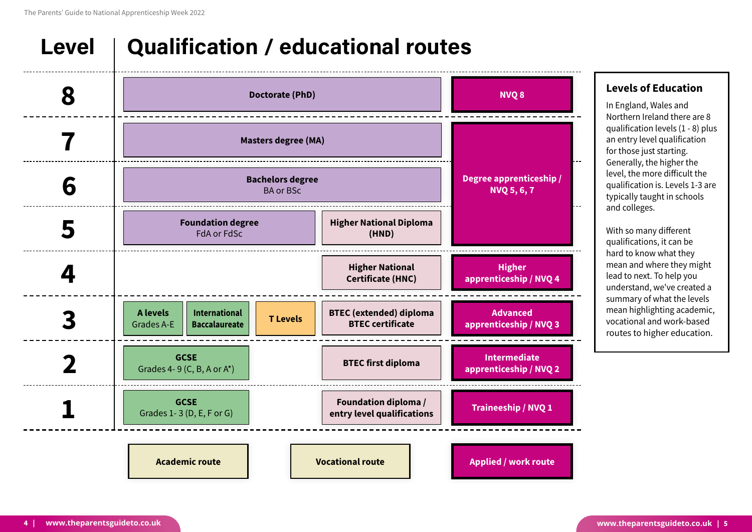# Level | Qualification / educational routes

| Level | Academic route | | | Vocational route | Applied / work route |
|---|---|---|---|---|---|
| 8 | **Doctorate (PhD)** | | | | **NVQ 8** |
| 7 | **Masters degree (MA)** | | | | **Degree apprenticeship / NVQ 5, 6, 7** |
| 6 | **Bachelors degree** BA or BSc | | | | **Degree apprenticeship / NVQ 5, 6, 7** |
| 5 | **Foundation degree** FdA or FdSc | | | **Higher National Diploma (HND)** | **Degree apprenticeship / NVQ 5, 6, 7** |
| 4 | | | | **Higher National Certificate (HNC)** | **Higher apprenticeship / NVQ 4** |
| 3 | **A levels** Grades A-E | **International Baccalaureate** | **T Levels** | **BTEC (extended) diploma BTEC certificate** | **Advanced apprenticeship / NVQ 3** |
| 2 | **GCSE** Grades 4- 9 (C, B, A or A*) | | | **BTEC first diploma** | **Intermediate apprenticeship / NVQ 2** |
| 1 | **GCSE** Grades 1- 3 (D, E, F or G) | | | **Foundation diploma / entry level qualifications** | **Traineeship / NVQ 1** |

## Levels of Education

In England, Wales and Northern Ireland there are 8 qualification levels (1 - 8) plus an entry level qualification for those just starting. Generally, the higher the level, the more difficult the qualification is. Levels 1-3 are typically taught in schools and colleges.

With so many different qualifications, it can be hard to know what they mean and where they might lead to next. To help you understand, we've created a summary of what the levels mean highlighting academic, vocational and work-based routes to higher education.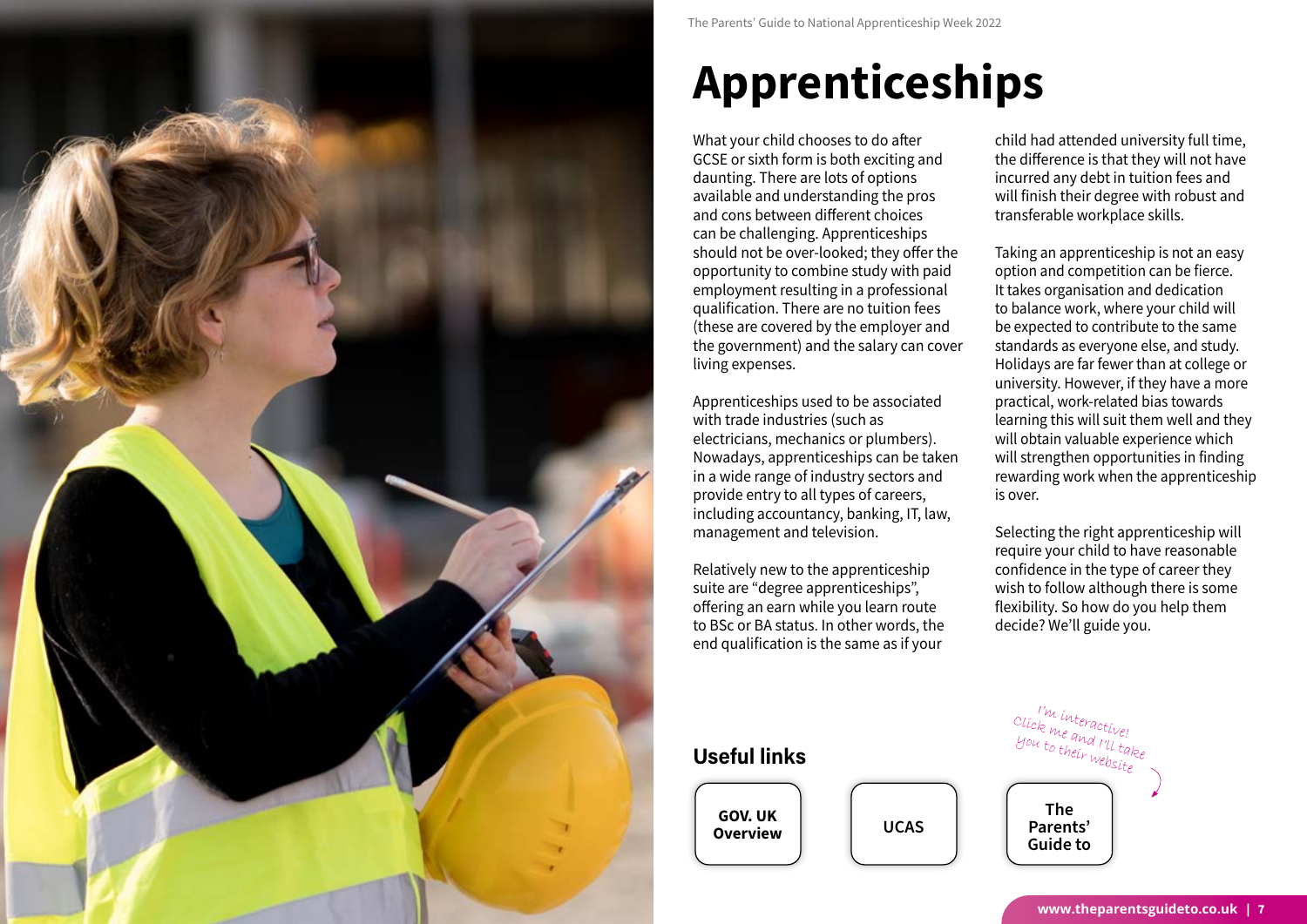# Apprenticeships

What your child chooses to do after GCSE or sixth form is both exciting and daunting. There are lots of options available and understanding the pros and cons between different choices can be challenging. Apprenticeships should not be over-looked; they offer the opportunity to combine study with paid employment resulting in a professional qualification. There are no tuition fees (these are covered by the employer and the government) and the salary can cover living expenses.

Apprenticeships used to be associated with trade industries (such as electricians, mechanics or plumbers). Nowadays, apprenticeships can be taken in a wide range of industry sectors and provide entry to all types of careers, including accountancy, banking, IT, law, management and television.

Relatively new to the apprenticeship suite are "degree apprenticeships", offering an earn while you learn route to BSc or BA status. In other words, the end qualification is the same as if your child had attended university full time, the difference is that they will not have incurred any debt in tuition fees and will finish their degree with robust and transferable workplace skills.

Taking an apprenticeship is not an easy option and competition can be fierce. It takes organisation and dedication to balance work, where your child will be expected to contribute to the same standards as everyone else, and study. Holidays are far fewer than at college or university. However, if they have a more practical, work-related bias towards learning this will suit them well and they will obtain valuable experience which will strengthen opportunities in finding rewarding work when the apprenticeship is over.

Selecting the right apprenticeship will require your child to have reasonable confidence in the type of career they wish to follow although there is some flexibility. So how do you help them decide? We'll guide you.

## Useful links

I'm interactive! Click me and I'll take you to their website

**GOV. UK Overview**

**UCAS**

**The Parents' Guide to**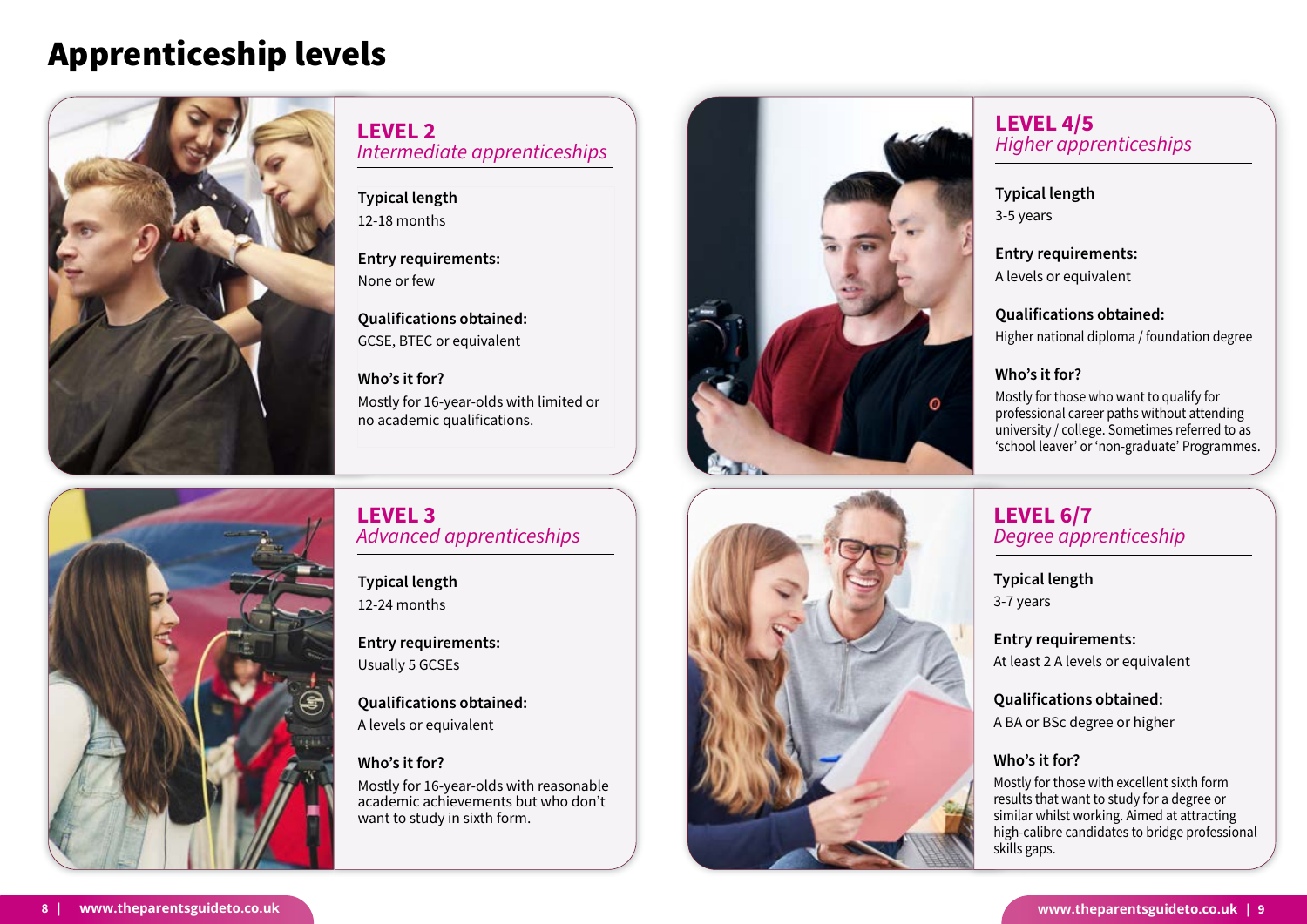# Apprenticeship levels

## LEVEL 2
*Intermediate apprenticeships*

**Typical length**
12-18 months

**Entry requirements:**
None or few

**Qualifications obtained:**
GCSE, BTEC or equivalent

**Who's it for?**
Mostly for 16-year-olds with limited or no academic qualifications.

## LEVEL 3
*Advanced apprenticeships*

**Typical length**
12-24 months

**Entry requirements:**
Usually 5 GCSEs

**Qualifications obtained:**
A levels or equivalent

**Who's it for?**
Mostly for 16-year-olds with reasonable academic achievements but who don't want to study in sixth form.

## LEVEL 4/5
*Higher apprenticeships*

**Typical length**
3-5 years

**Entry requirements:**
A levels or equivalent

**Qualifications obtained:**
Higher national diploma / foundation degree

**Who's it for?**
Mostly for those who want to qualify for professional career paths without attending university / college. Sometimes referred to as 'school leaver' or 'non-graduate' Programmes.

## LEVEL 6/7
*Degree apprenticeship*

**Typical length**
3-7 years

**Entry requirements:**
At least 2 A levels or equivalent

**Qualifications obtained:**
A BA or BSc degree or higher

**Who's it for?**
Mostly for those with excellent sixth form results that want to study for a degree or similar whilst working. Aimed at attracting high-calibre candidates to bridge professional skills gaps.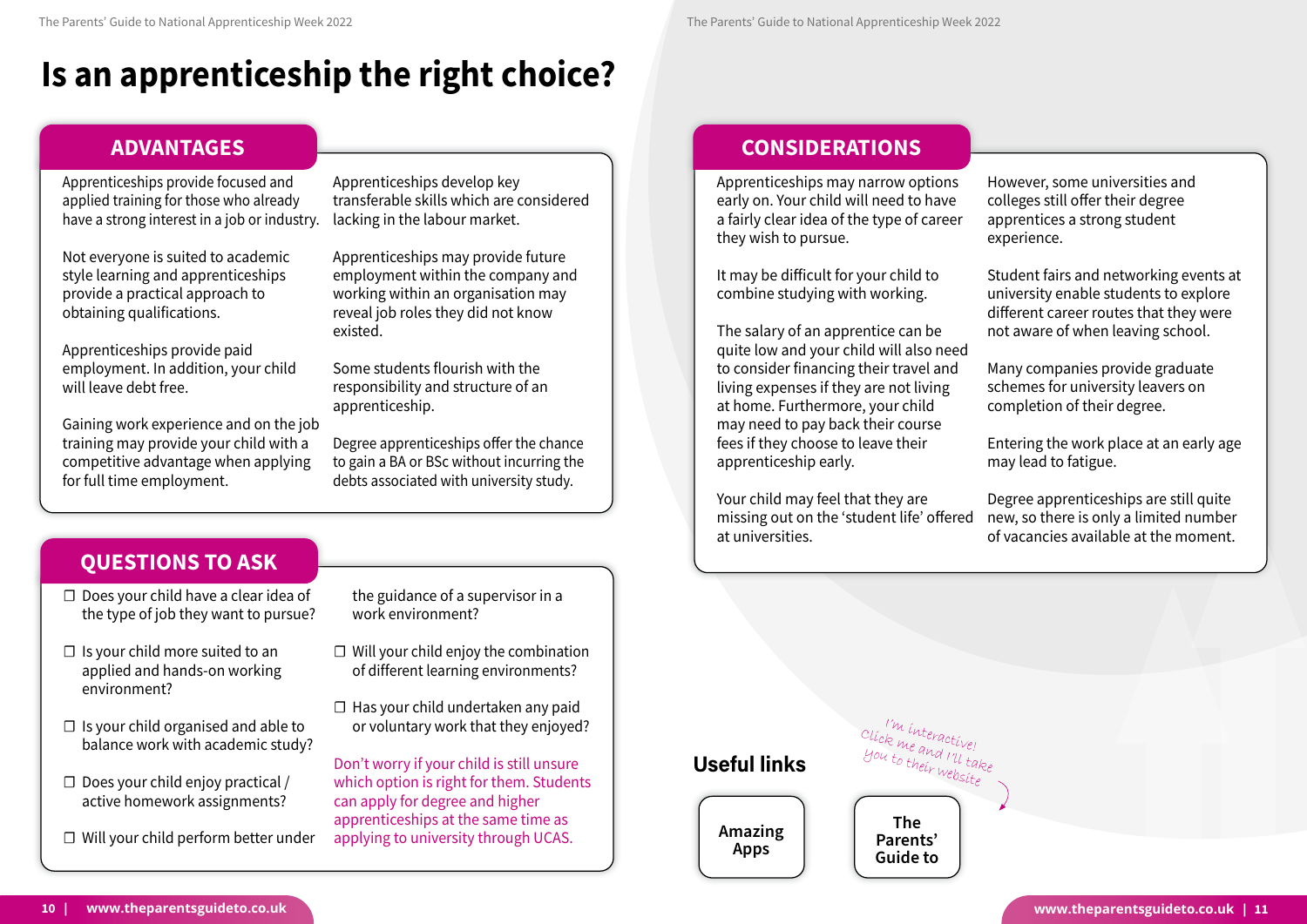# Is an apprenticeship the right choice?

## ADVANTAGES

Apprenticeships provide focused and applied training for those who already have a strong interest in a job or industry.

Not everyone is suited to academic style learning and apprenticeships provide a practical approach to obtaining qualifications.

Apprenticeships provide paid employment. In addition, your child will leave debt free.

Gaining work experience and on the job training may provide your child with a competitive advantage when applying for full time employment.

Apprenticeships develop key transferable skills which are considered lacking in the labour market.

Apprenticeships may provide future employment within the company and working within an organisation may reveal job roles they did not know existed.

Some students flourish with the responsibility and structure of an apprenticeship.

Degree apprenticeships offer the chance to gain a BA or BSc without incurring the debts associated with university study.

## QUESTIONS TO ASK

- ☐ Does your child have a clear idea of the type of job they want to pursue?
- ☐ Is your child more suited to an applied and hands-on working environment?
- ☐ Is your child organised and able to balance work with academic study?
- ☐ Does your child enjoy practical / active homework assignments?
- ☐ Will your child perform better under the guidance of a supervisor in a work environment?
- ☐ Will your child enjoy the combination of different learning environments?
- ☐ Has your child undertaken any paid or voluntary work that they enjoyed?

Don't worry if your child is still unsure which option is right for them. Students can apply for degree and higher apprenticeships at the same time as applying to university through UCAS.

## CONSIDERATIONS

Apprenticeships may narrow options early on. Your child will need to have a fairly clear idea of the type of career they wish to pursue.

It may be difficult for your child to combine studying with working.

The salary of an apprentice can be quite low and your child will also need to consider financing their travel and living expenses if they are not living at home. Furthermore, your child may need to pay back their course fees if they choose to leave their apprenticeship early.

Your child may feel that they are missing out on the 'student life' offered at universities.

However, some universities and colleges still offer their degree apprentices a strong student experience.

Student fairs and networking events at university enable students to explore different career routes that they were not aware of when leaving school.

Many companies provide graduate schemes for university leavers on completion of their degree.

Entering the work place at an early age may lead to fatigue.

Degree apprenticeships are still quite new, so there is only a limited number of vacancies available at the moment.

## Useful links

Amazing Apps

The Parents' Guide to

*I'm interactive! Click me and I'll take you to their website*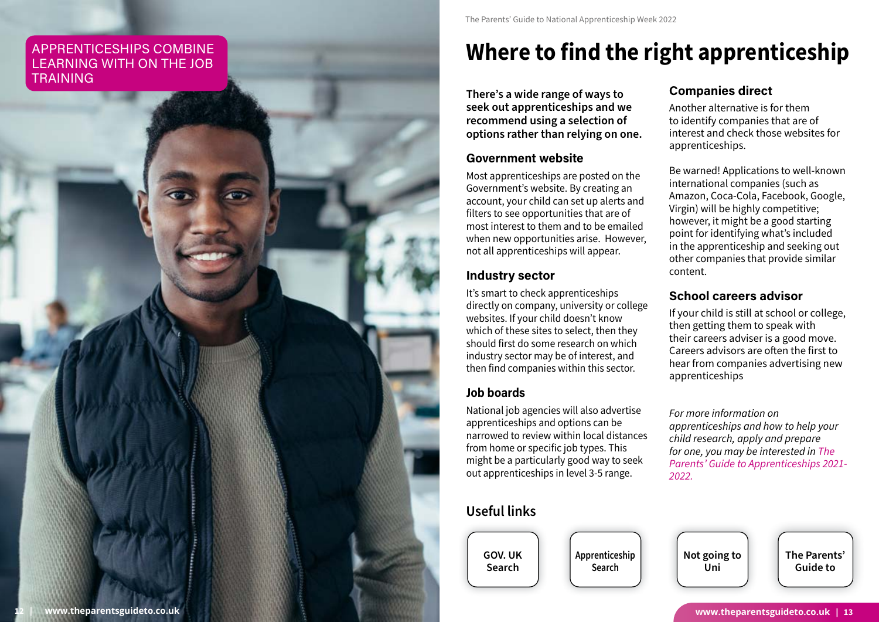APPRENTICESHIPS COMBINE LEARNING WITH ON THE JOB TRAINING

# Where to find the right apprenticeship

**There's a wide range of ways to seek out apprenticeships and we recommend using a selection of options rather than relying on one.**

## Government website

Most apprenticeships are posted on the Government's website. By creating an account, your child can set up alerts and filters to see opportunities that are of most interest to them and to be emailed when new opportunities arise. However, not all apprenticeships will appear.

## Industry sector

It's smart to check apprenticeships directly on company, university or college websites. If your child doesn't know which of these sites to select, then they should first do some research on which industry sector may be of interest, and then find companies within this sector.

## Job boards

National job agencies will also advertise apprenticeships and options can be narrowed to review within local distances from home or specific job types. This might be a particularly good way to seek out apprenticeships in level 3-5 range.

## Companies direct

Another alternative is for them to identify companies that are of interest and check those websites for apprenticeships.

Be warned! Applications to well-known international companies (such as Amazon, Coca-Cola, Facebook, Google, Virgin) will be highly competitive; however, it might be a good starting point for identifying what's included in the apprenticeship and seeking out other companies that provide similar content.

## School careers advisor

If your child is still at school or college, then getting them to speak with their careers adviser is a good move. Careers advisors are often the first to hear from companies advertising new apprenticeships

*For more information on apprenticeships and how to help your child research, apply and prepare for one, you may be interested in The Parents' Guide to Apprenticeships 2021-2022.*

## Useful links

- GOV. UK Search
- Apprenticeship Search
- Not going to Uni
- The Parents' Guide to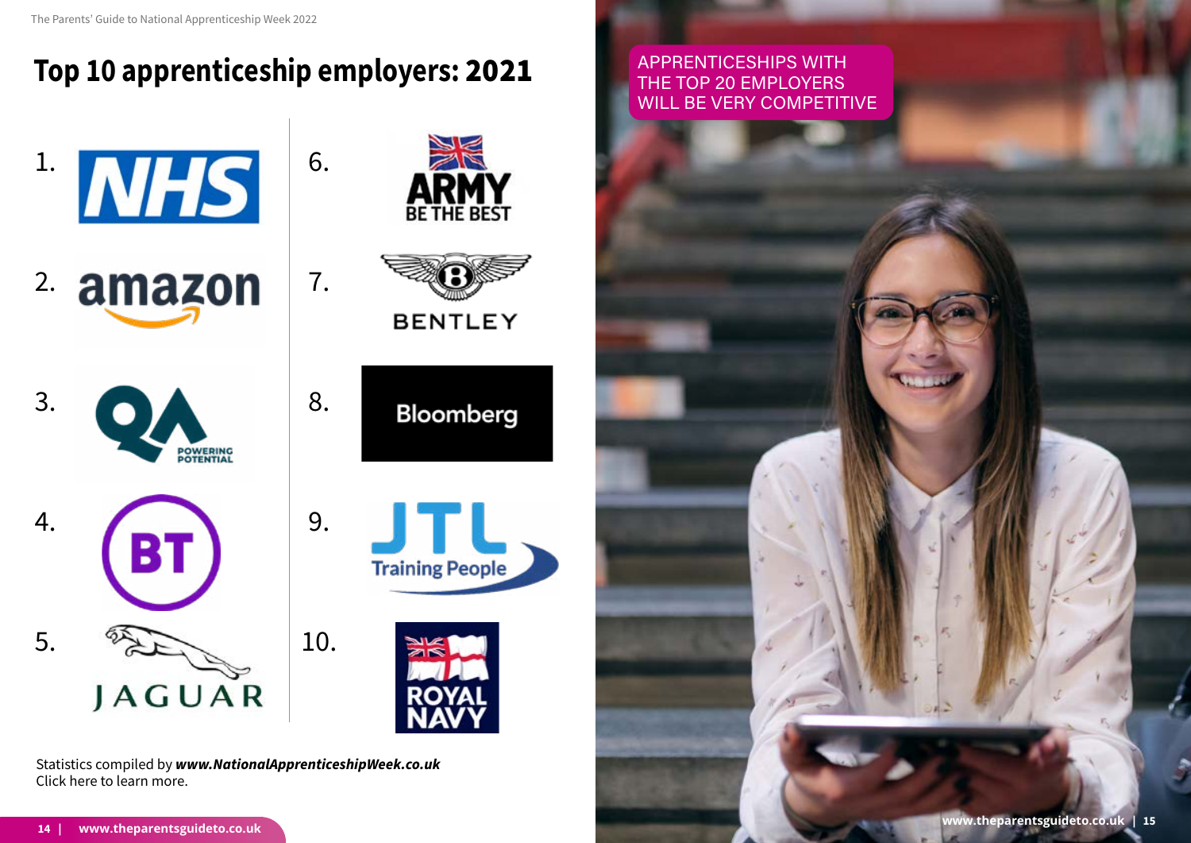# Top 10 apprenticeship employers: 2021

1. NHS
2. Amazon
3. QA
4. BT
5. Jaguar
6. Army
7. Bentley
8. Bloomberg
9. JTL Training People
10. Royal Navy

Statistics compiled by ***www.NationalApprenticeshipWeek.co.uk***
Click here to learn more.

APPRENTICESHIPS WITH THE TOP 20 EMPLOYERS WILL BE VERY COMPETITIVE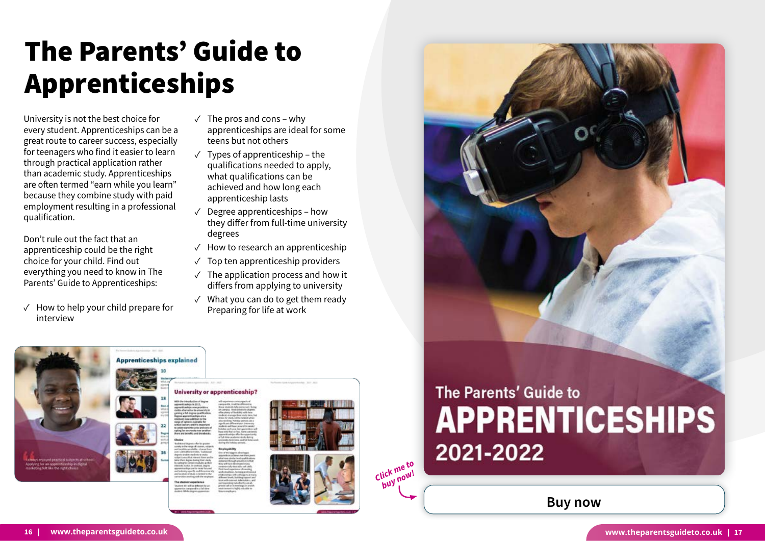# The Parents' Guide to Apprenticeships

University is not the best choice for every student. Apprenticeships can be a great route to career success, especially for teenagers who find it easier to learn through practical application rather than academic study. Apprenticeships are often termed "earn while you learn" because they combine study with paid employment resulting in a professional qualification.

Don't rule out the fact that an apprenticeship could be the right choice for your child. Find out everything you need to know in The Parents' Guide to Apprenticeships:

- ✓ How to help your child prepare for interview
- ✓ The pros and cons – why apprenticeships are ideal for some teens but not others
- ✓ Types of apprenticeship – the qualifications needed to apply, what qualifications can be achieved and how long each apprenticeship lasts
- ✓ Degree apprenticeships – how they differ from full-time university degrees
- ✓ How to research an apprenticeship
- ✓ Top ten apprenticeship providers
- ✓ The application process and how it differs from applying to university
- ✓ What you can do to get them ready Preparing for life at work

Click me to buy now!

The Parents' Guide to APPRENTICESHIPS 2021-2022

Buy now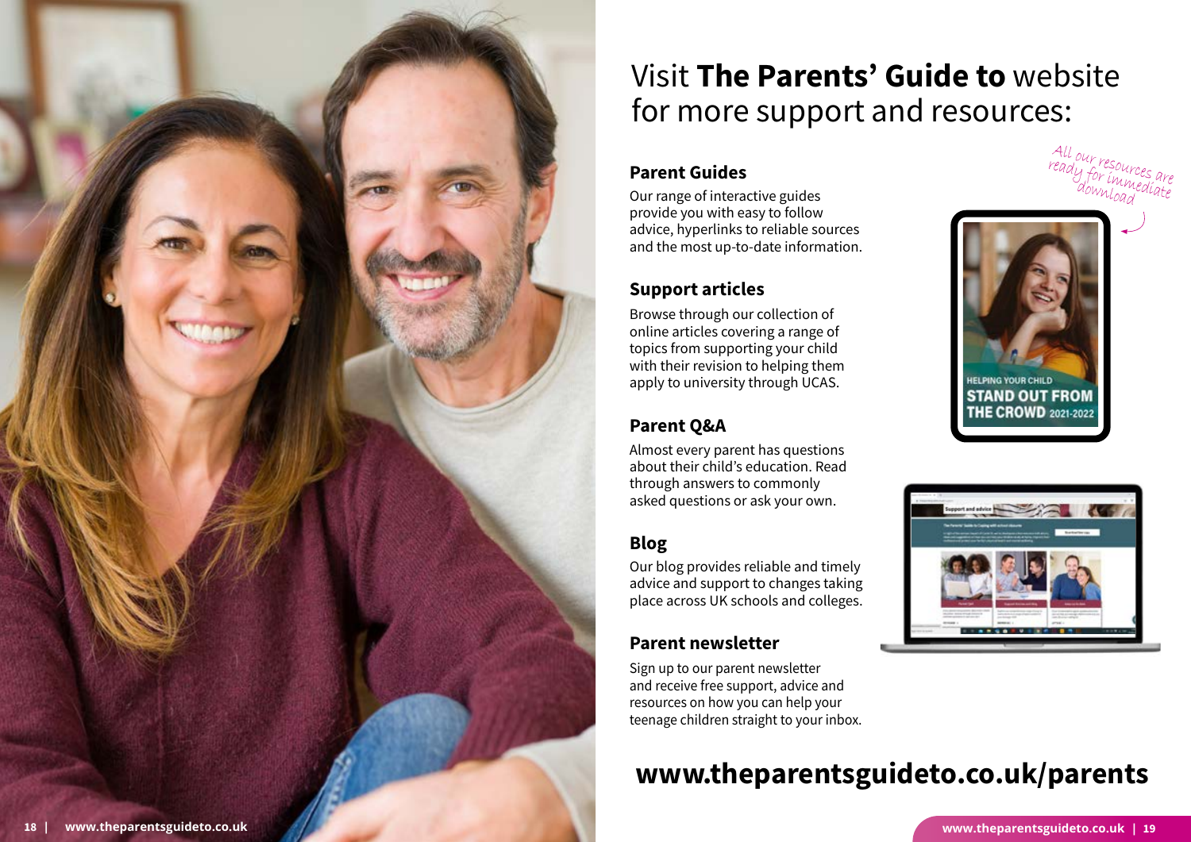# Visit **The Parents' Guide to** website for more support and resources:

*All our resources are ready for immediate download*

## Parent Guides

Our range of interactive guides provide you with easy to follow advice, hyperlinks to reliable sources and the most up-to-date information.

## Support articles

Browse through our collection of online articles covering a range of topics from supporting your child with their revision to helping them apply to university through UCAS.

## Parent Q&A

Almost every parent has questions about their child's education. Read through answers to commonly asked questions or ask your own.

## Blog

Our blog provides reliable and timely advice and support to changes taking place across UK schools and colleges.

## Parent newsletter

Sign up to our parent newsletter and receive free support, advice and resources on how you can help your teenage children straight to your inbox.

HELPING YOUR CHILD STAND OUT FROM THE CROWD 2021-2022

**www.theparentsguideto.co.uk/parents**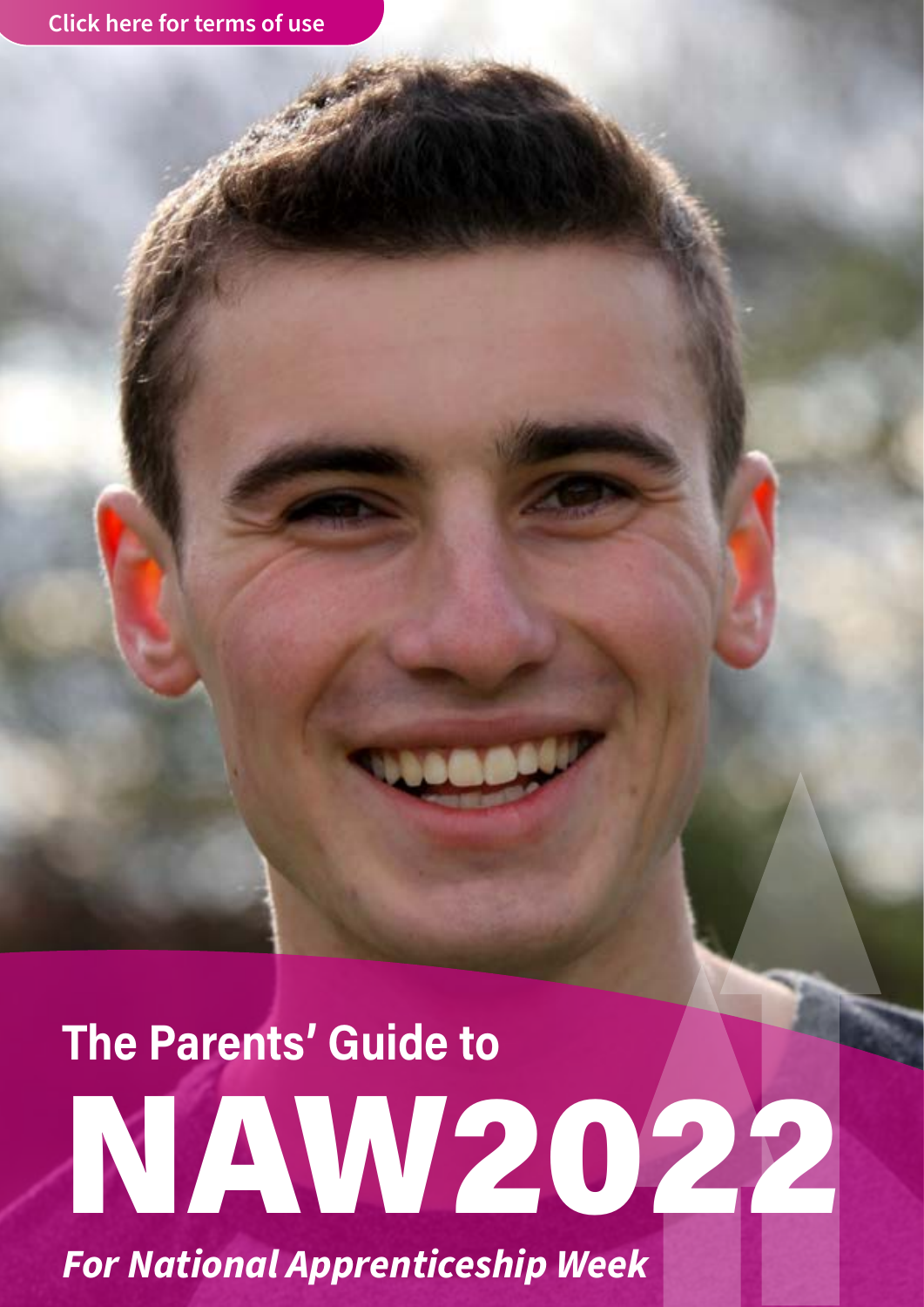Click here for terms of use

# The Parents' Guide to

# NAW2022

***For National Apprenticeship Week***